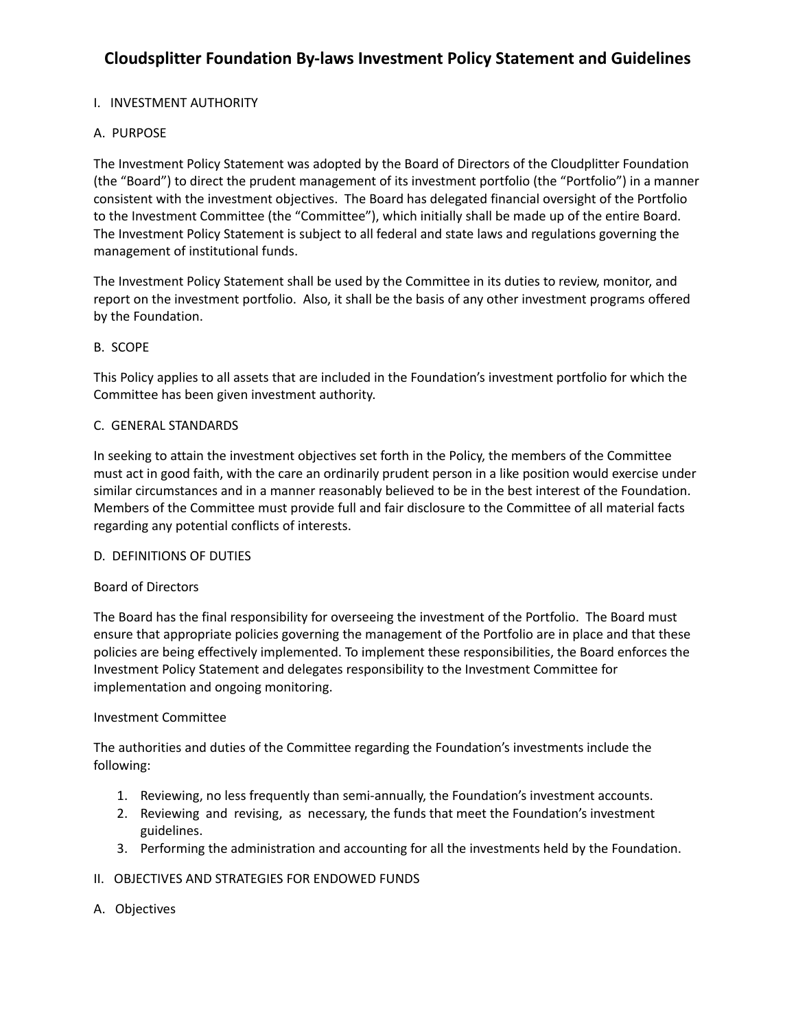# Cloudsplitter Foundation By-laws Investment Policy Statement and Guidelines

## I. INVESTMENT AUTHORITY

### A. PURPOSE

The Investment Policy Statement was adopted by the Board of Directors of the Cloudplitter Foundation (the "Board") to direct the prudent management of its investment portfolio (the "Portfolio") in a manner consistent with the investment objectives. The Board has delegated financial oversight of the Portfolio to the Investment Committee (the "Committee"), which initially shall be made up of the entire Board. The Investment Policy Statement is subject to all federal and state laws and regulations governing the management of institutional funds.

The Investment Policy Statement shall be used by the Committee in its duties to review, monitor, and report on the investment portfolio. Also, it shall be the basis of any other investment programs offered by the Foundation.

### B. SCOPE

This Policy applies to all assets that are included in the Foundation's investment portfolio for which the Committee has been given investment authority.

### C. GENERAL STANDARDS

In seeking to attain the investment objectives set forth in the Policy, the members of the Committee must act in good faith, with the care an ordinarily prudent person in a like position would exercise under similar circumstances and in a manner reasonably believed to be in the best interest of the Foundation. Members of the Committee must provide full and fair disclosure to the Committee of all material facts regarding any potential conflicts of interests.

### D. DEFINITIONS OF DUTIES

Board of Directors

The Board has the final responsibility for overseeing the investment of the Portfolio. The Board must ensure that appropriate policies governing the management of the Portfolio are in place and that these policies are being effectively implemented. To implement these responsibilities, the Board enforces the Investment Policy Statement and delegates responsibility to the Investment Committee for implementation and ongoing monitoring.

Investment Committee

The authorities and duties of the Committee regarding the Foundation's investments include the following:

1. Reviewing, no less frequently than semi-annually, the Foundation's investment accounts.
2. Reviewing and revising, as necessary, the funds that meet the Foundation's investment guidelines.
3. Performing the administration and accounting for all the investments held by the Foundation.

## II. OBJECTIVES AND STRATEGIES FOR ENDOWED FUNDS

### A. Objectives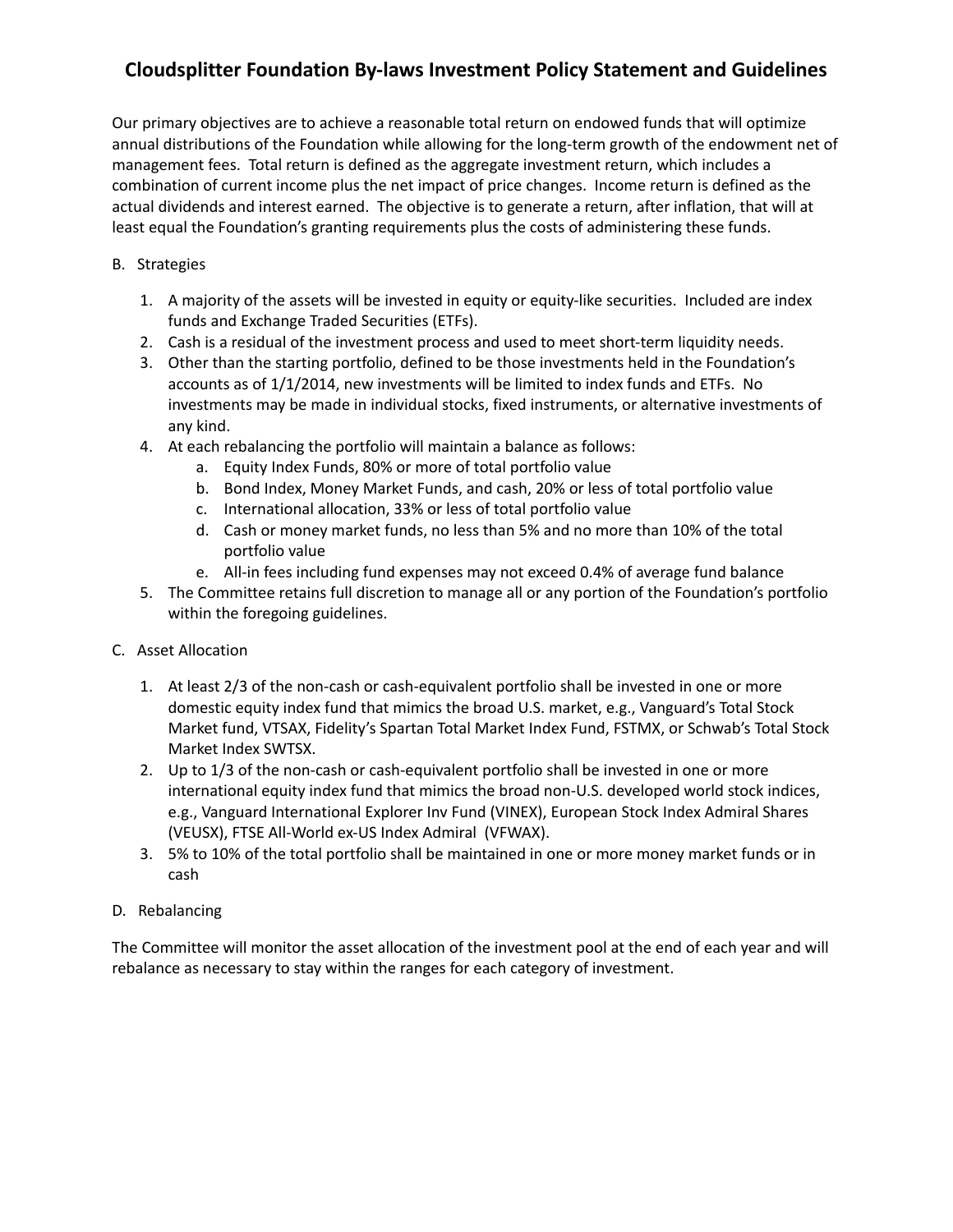# Cloudsplitter Foundation By-laws Investment Policy Statement and Guidelines

Our primary objectives are to achieve a reasonable total return on endowed funds that will optimize annual distributions of the Foundation while allowing for the long-term growth of the endowment net of management fees. Total return is defined as the aggregate investment return, which includes a combination of current income plus the net impact of price changes. Income return is defined as the actual dividends and interest earned. The objective is to generate a return, after inflation, that will at least equal the Foundation's granting requirements plus the costs of administering these funds.

B. Strategies

1. A majority of the assets will be invested in equity or equity-like securities. Included are index funds and Exchange Traded Securities (ETFs).
2. Cash is a residual of the investment process and used to meet short-term liquidity needs.
3. Other than the starting portfolio, defined to be those investments held in the Foundation's accounts as of 1/1/2014, new investments will be limited to index funds and ETFs. No investments may be made in individual stocks, fixed instruments, or alternative investments of any kind.
4. At each rebalancing the portfolio will maintain a balance as follows:
   a. Equity Index Funds, 80% or more of total portfolio value
   b. Bond Index, Money Market Funds, and cash, 20% or less of total portfolio value
   c. International allocation, 33% or less of total portfolio value
   d. Cash or money market funds, no less than 5% and no more than 10% of the total portfolio value
   e. All-in fees including fund expenses may not exceed 0.4% of average fund balance
5. The Committee retains full discretion to manage all or any portion of the Foundation's portfolio within the foregoing guidelines.

C. Asset Allocation

1. At least 2/3 of the non-cash or cash-equivalent portfolio shall be invested in one or more domestic equity index fund that mimics the broad U.S. market, e.g., Vanguard's Total Stock Market fund, VTSAX, Fidelity's Spartan Total Market Index Fund, FSTMX, or Schwab's Total Stock Market Index SWTSX.
2. Up to 1/3 of the non-cash or cash-equivalent portfolio shall be invested in one or more international equity index fund that mimics the broad non-U.S. developed world stock indices, e.g., Vanguard International Explorer Inv Fund (VINEX), European Stock Index Admiral Shares (VEUSX), FTSE All-World ex-US Index Admiral (VFWAX).
3. 5% to 10% of the total portfolio shall be maintained in one or more money market funds or in cash

D. Rebalancing

The Committee will monitor the asset allocation of the investment pool at the end of each year and will rebalance as necessary to stay within the ranges for each category of investment.